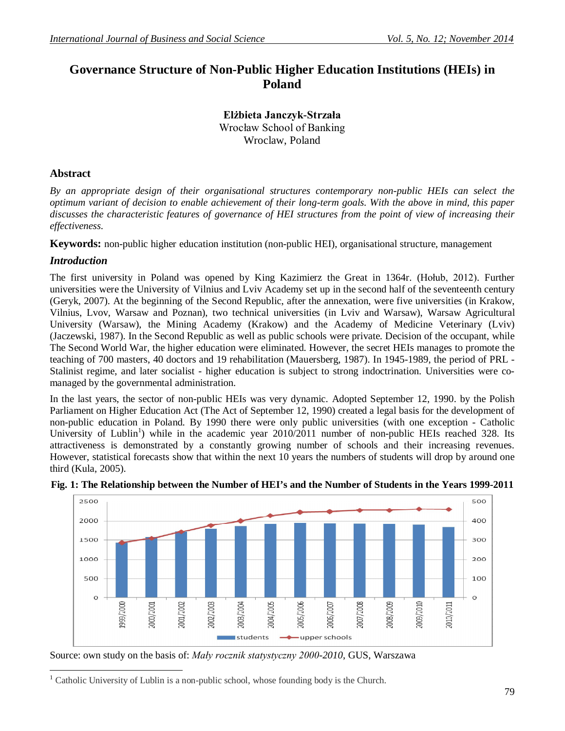# Governance Structure of Non-Public Higher Education Institutions (HEIs) in Poland

**Elżbieta Janczyk-Strzała**
Wrocław School of Banking
Wroclaw, Poland

## Abstract

*By an appropriate design of their organisational structures contemporary non-public HEIs can select the optimum variant of decision to enable achievement of their long-term goals. With the above in mind, this paper discusses the characteristic features of governance of HEI structures from the point of view of increasing their effectiveness.*

**Keywords:** non-public higher education institution (non-public HEI), organisational structure, management

## *Introduction*

The first university in Poland was opened by King Kazimierz the Great in 1364r. (Hołub, 2012). Further universities were the University of Vilnius and Lviv Academy set up in the second half of the seventeenth century (Geryk, 2007). At the beginning of the Second Republic, after the annexation, were five universities (in Krakow, Vilnius, Lvov, Warsaw and Poznan), two technical universities (in Lviv and Warsaw), Warsaw Agricultural University (Warsaw), the Mining Academy (Krakow) and the Academy of Medicine Veterinary (Lviv) (Jaczewski, 1987). In the Second Republic as well as public schools were private. Decision of the occupant, while The Second World War, the higher education were eliminated. However, the secret HEIs manages to promote the teaching of 700 masters, 40 doctors and 19 rehabilitation (Mauersberg, 1987). In 1945-1989, the period of PRL - Stalinist regime, and later socialist - higher education is subject to strong indoctrination. Universities were co-managed by the governmental administration.

In the last years, the sector of non-public HEIs was very dynamic. Adopted September 12, 1990. by the Polish Parliament on Higher Education Act (The Act of September 12, 1990) created a legal basis for the development of non-public education in Poland. By 1990 there were only public universities (with one exception - Catholic University of Lublin[1]) while in the academic year 2010/2011 number of non-public HEIs reached 328. Its attractiveness is demonstrated by a constantly growing number of schools and their increasing revenues. However, statistical forecasts show that within the next 10 years the numbers of students will drop by around one third (Kula, 2005).

**Fig. 1: The Relationship between the Number of HEI's and the Number of Students in the Years 1999-2011**

Source: own study on the basis of: *Mały rocznik statystyczny 2000-2010*, GUS, Warszawa

[1] Catholic University of Lublin is a non-public school, whose founding body is the Church.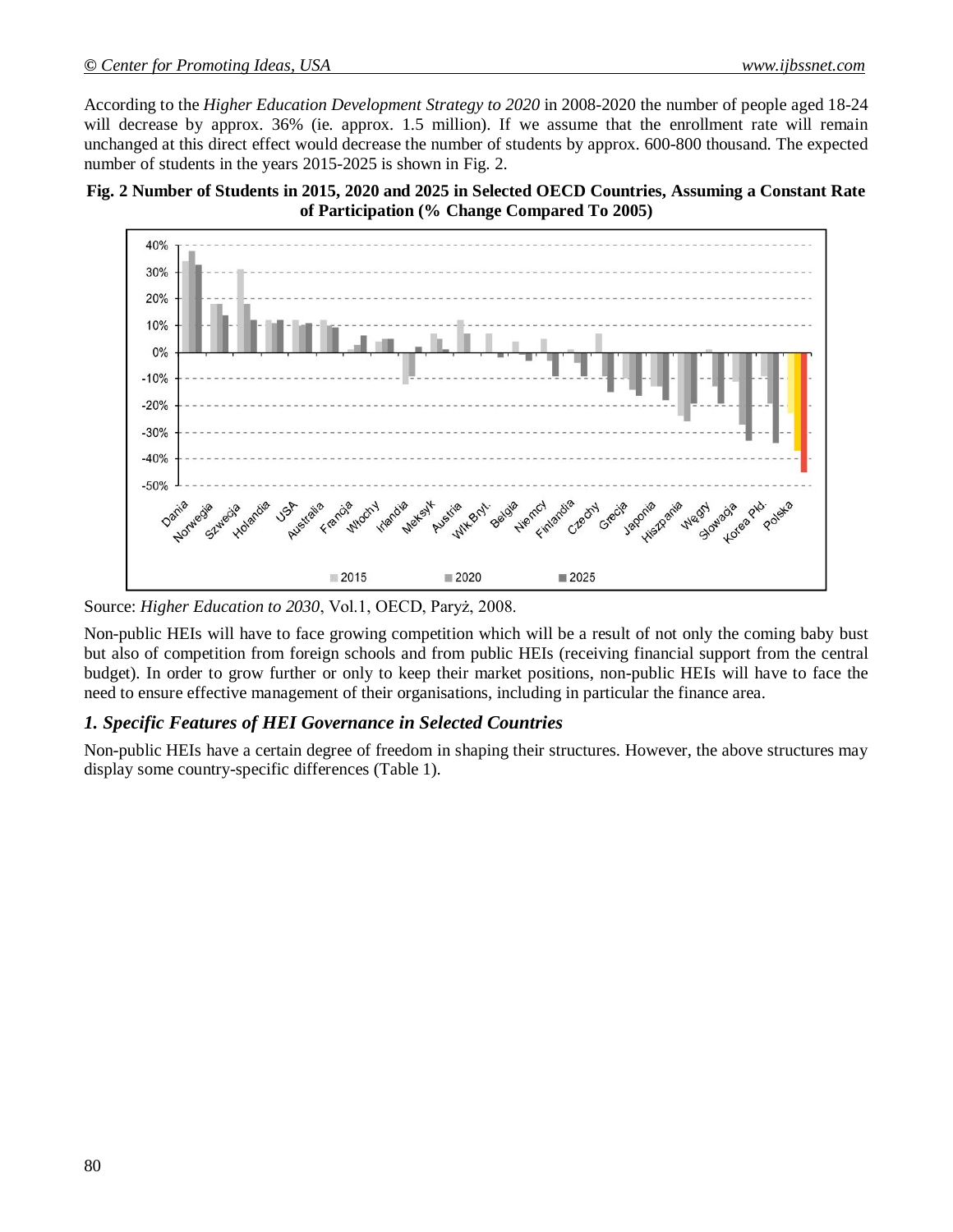According to the *Higher Education Development Strategy to 2020* in 2008-2020 the number of people aged 18-24 will decrease by approx. 36% (ie. approx. 1.5 million). If we assume that the enrollment rate will remain unchanged at this direct effect would decrease the number of students by approx. 600-800 thousand. The expected number of students in the years 2015-2025 is shown in Fig. 2.

**Fig. 2 Number of Students in 2015, 2020 and 2025 in Selected OECD Countries, Assuming a Constant Rate of Participation (% Change Compared To 2005)**

Source: *Higher Education to 2030*, Vol.1, OECD, Paryż, 2008.

Non-public HEIs will have to face growing competition which will be a result of not only the coming baby bust but also of competition from foreign schools and from public HEIs (receiving financial support from the central budget). In order to grow further or only to keep their market positions, non-public HEIs will have to face the need to ensure effective management of their organisations, including in particular the finance area.

## *1. Specific Features of HEI Governance in Selected Countries*

Non-public HEIs have a certain degree of freedom in shaping their structures. However, the above structures may display some country-specific differences (Table 1).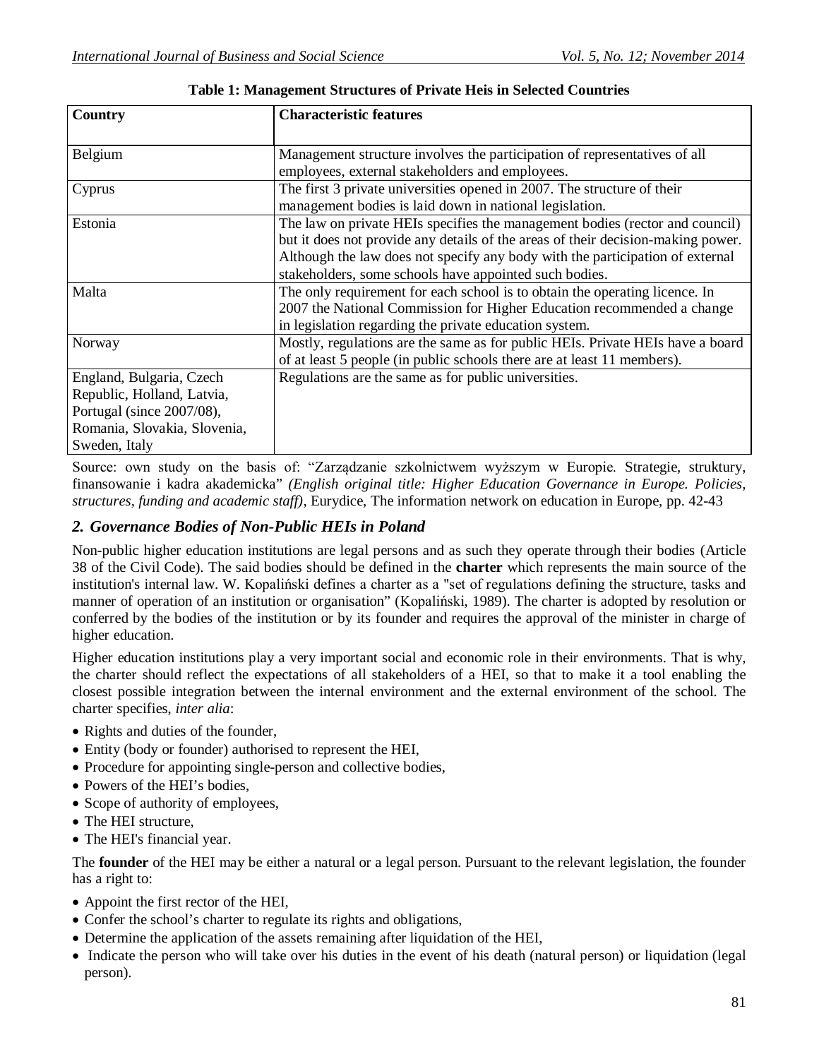**Table 1: Management Structures of Private Heis in Selected Countries**

| Country | Characteristic features |
|---|---|
| Belgium | Management structure involves the participation of representatives of all employees, external stakeholders and employees. |
| Cyprus | The first 3 private universities opened in 2007. The structure of their management bodies is laid down in national legislation. |
| Estonia | The law on private HEIs specifies the management bodies (rector and council) but it does not provide any details of the areas of their decision-making power. Although the law does not specify any body with the participation of external stakeholders, some schools have appointed such bodies. |
| Malta | The only requirement for each school is to obtain the operating licence. In 2007 the National Commission for Higher Education recommended a change in legislation regarding the private education system. |
| Norway | Mostly, regulations are the same as for public HEIs. Private HEIs have a board of at least 5 people (in public schools there are at least 11 members). |
| England, Bulgaria, Czech Republic, Holland, Latvia, Portugal (since 2007/08), Romania, Slovakia, Slovenia, Sweden, Italy | Regulations are the same as for public universities. |

Source: own study on the basis of: "Zarządzanie szkolnictwem wyższym w Europie. Strategie, struktury, finansowanie i kadra akademicka" *(English original title: Higher Education Governance in Europe. Policies, structures, funding and academic staff)*, Eurydice, The information network on education in Europe, pp. 42-43

## *2. Governance Bodies of Non-Public HEIs in Poland*

Non-public higher education institutions are legal persons and as such they operate through their bodies (Article 38 of the Civil Code). The said bodies should be defined in the **charter** which represents the main source of the institution's internal law. W. Kopaliński defines a charter as a "set of regulations defining the structure, tasks and manner of operation of an institution or organisation" (Kopaliński, 1989). The charter is adopted by resolution or conferred by the bodies of the institution or by its founder and requires the approval of the minister in charge of higher education.

Higher education institutions play a very important social and economic role in their environments. That is why, the charter should reflect the expectations of all stakeholders of a HEI, so that to make it a tool enabling the closest possible integration between the internal environment and the external environment of the school. The charter specifies, *inter alia*:

- Rights and duties of the founder,
- Entity (body or founder) authorised to represent the HEI,
- Procedure for appointing single-person and collective bodies,
- Powers of the HEI's bodies,
- Scope of authority of employees,
- The HEI structure,
- The HEI's financial year.

The **founder** of the HEI may be either a natural or a legal person. Pursuant to the relevant legislation, the founder has a right to:

- Appoint the first rector of the HEI,
- Confer the school's charter to regulate its rights and obligations,
- Determine the application of the assets remaining after liquidation of the HEI,
- Indicate the person who will take over his duties in the event of his death (natural person) or liquidation (legal person).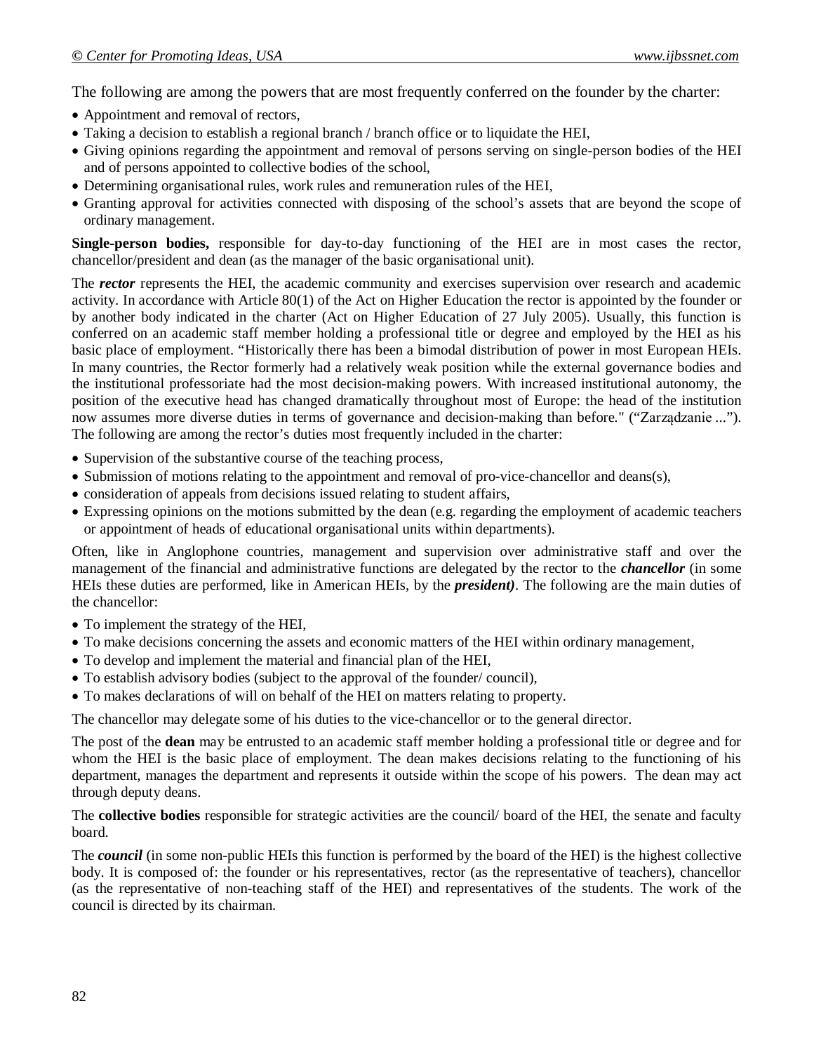The following are among the powers that are most frequently conferred on the founder by the charter:

- Appointment and removal of rectors,
- Taking a decision to establish a regional branch / branch office or to liquidate the HEI,
- Giving opinions regarding the appointment and removal of persons serving on single-person bodies of the HEI and of persons appointed to collective bodies of the school,
- Determining organisational rules, work rules and remuneration rules of the HEI,
- Granting approval for activities connected with disposing of the school's assets that are beyond the scope of ordinary management.

**Single-person bodies,** responsible for day-to-day functioning of the HEI are in most cases the rector, chancellor/president and dean (as the manager of the basic organisational unit).

The ***rector*** represents the HEI, the academic community and exercises supervision over research and academic activity. In accordance with Article 80(1) of the Act on Higher Education the rector is appointed by the founder or by another body indicated in the charter (Act on Higher Education of 27 July 2005). Usually, this function is conferred on an academic staff member holding a professional title or degree and employed by the HEI as his basic place of employment. "Historically there has been a bimodal distribution of power in most European HEIs. In many countries, the Rector formerly had a relatively weak position while the external governance bodies and the institutional professoriate had the most decision-making powers. With increased institutional autonomy, the position of the executive head has changed dramatically throughout most of Europe: the head of the institution now assumes more diverse duties in terms of governance and decision-making than before." ("Zarządzanie ..."). The following are among the rector's duties most frequently included in the charter:

- Supervision of the substantive course of the teaching process,
- Submission of motions relating to the appointment and removal of pro-vice-chancellor and deans(s),
- consideration of appeals from decisions issued relating to student affairs,
- Expressing opinions on the motions submitted by the dean (e.g. regarding the employment of academic teachers or appointment of heads of educational organisational units within departments).

Often, like in Anglophone countries, management and supervision over administrative staff and over the management of the financial and administrative functions are delegated by the rector to the ***chancellor*** (in some HEIs these duties are performed, like in American HEIs, by the ***president)***. The following are the main duties of the chancellor:

- To implement the strategy of the HEI,
- To make decisions concerning the assets and economic matters of the HEI within ordinary management,
- To develop and implement the material and financial plan of the HEI,
- To establish advisory bodies (subject to the approval of the founder/ council),
- To makes declarations of will on behalf of the HEI on matters relating to property.

The chancellor may delegate some of his duties to the vice-chancellor or to the general director.

The post of the **dean** may be entrusted to an academic staff member holding a professional title or degree and for whom the HEI is the basic place of employment. The dean makes decisions relating to the functioning of his department, manages the department and represents it outside within the scope of his powers. The dean may act through deputy deans.

The **collective bodies** responsible for strategic activities are the council/ board of the HEI, the senate and faculty board.

The ***council*** (in some non-public HEIs this function is performed by the board of the HEI) is the highest collective body. It is composed of: the founder or his representatives, rector (as the representative of teachers), chancellor (as the representative of non-teaching staff of the HEI) and representatives of the students. The work of the council is directed by its chairman.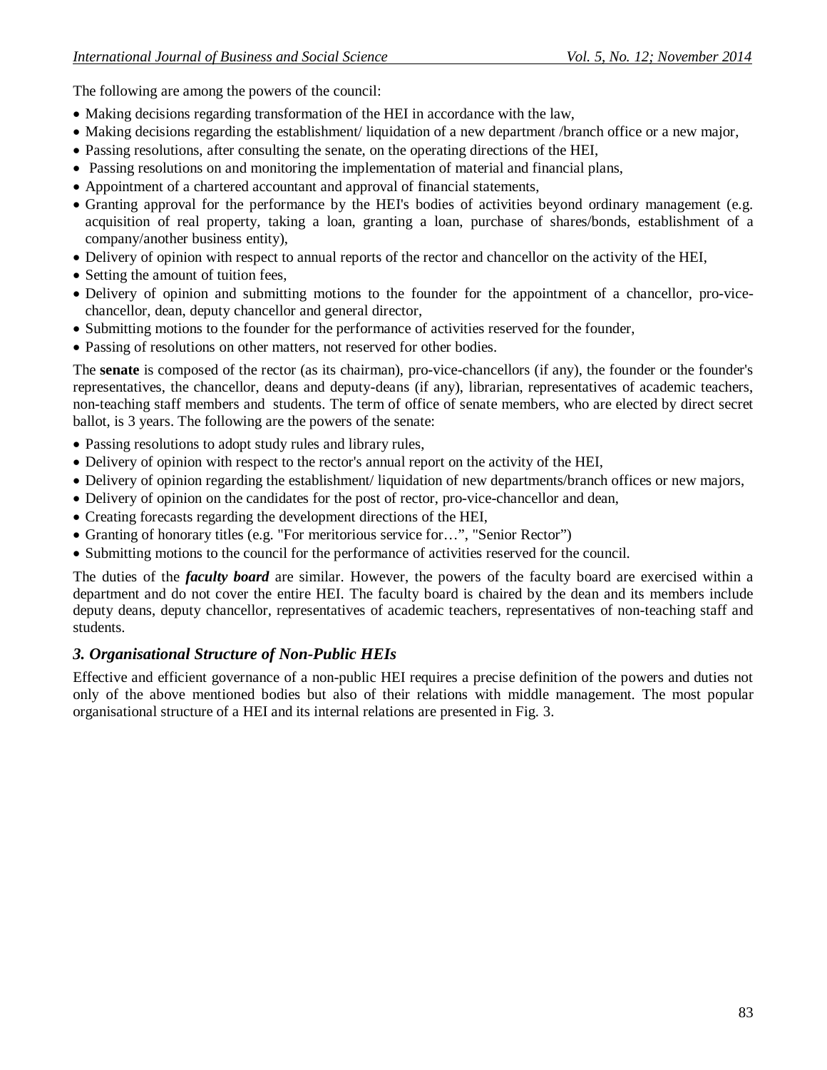The following are among the powers of the council:

- Making decisions regarding transformation of the HEI in accordance with the law,
- Making decisions regarding the establishment/ liquidation of a new department /branch office or a new major,
- Passing resolutions, after consulting the senate, on the operating directions of the HEI,
- Passing resolutions on and monitoring the implementation of material and financial plans,
- Appointment of a chartered accountant and approval of financial statements,
- Granting approval for the performance by the HEI's bodies of activities beyond ordinary management (e.g. acquisition of real property, taking a loan, granting a loan, purchase of shares/bonds, establishment of a company/another business entity),
- Delivery of opinion with respect to annual reports of the rector and chancellor on the activity of the HEI,
- Setting the amount of tuition fees,
- Delivery of opinion and submitting motions to the founder for the appointment of a chancellor, pro-vice-chancellor, dean, deputy chancellor and general director,
- Submitting motions to the founder for the performance of activities reserved for the founder,
- Passing of resolutions on other matters, not reserved for other bodies.

The **senate** is composed of the rector (as its chairman), pro-vice-chancellors (if any), the founder or the founder's representatives, the chancellor, deans and deputy-deans (if any), librarian, representatives of academic teachers, non-teaching staff members and students. The term of office of senate members, who are elected by direct secret ballot, is 3 years. The following are the powers of the senate:

- Passing resolutions to adopt study rules and library rules,
- Delivery of opinion with respect to the rector's annual report on the activity of the HEI,
- Delivery of opinion regarding the establishment/ liquidation of new departments/branch offices or new majors,
- Delivery of opinion on the candidates for the post of rector, pro-vice-chancellor and dean,
- Creating forecasts regarding the development directions of the HEI,
- Granting of honorary titles (e.g. "For meritorious service for…", "Senior Rector")
- Submitting motions to the council for the performance of activities reserved for the council.

The duties of the ***faculty board*** are similar. However, the powers of the faculty board are exercised within a department and do not cover the entire HEI. The faculty board is chaired by the dean and its members include deputy deans, deputy chancellor, representatives of academic teachers, representatives of non-teaching staff and students.

### *3. Organisational Structure of Non-Public HEIs*

Effective and efficient governance of a non-public HEI requires a precise definition of the powers and duties not only of the above mentioned bodies but also of their relations with middle management. The most popular organisational structure of a HEI and its internal relations are presented in Fig. 3.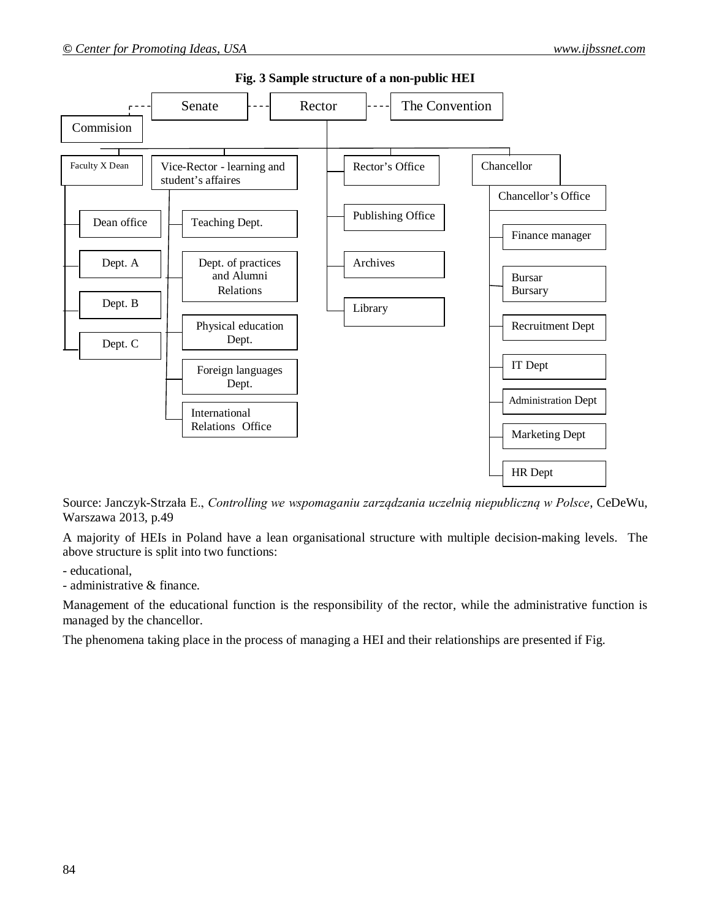**Fig. 3 Sample structure of a non-public HEI**

- Senate - - - Rector - - - The Convention
- Commision
- Faculty X Dean
  - Dean office
  - Dept. A
  - Dept. B
  - Dept. C
- Vice-Rector - learning and student's affaires
  - Teaching Dept.
  - Dept. of practices and Alumni Relations
  - Physical education Dept.
  - Foreign languages Dept.
  - International Relations Office
- Rector's Office
  - Publishing Office
  - Archives
  - Library
- Chancellor
  - Chancellor's Office
  - Finance manager
  - Bursar Bursary
  - Recruitment Dept
  - IT Dept
  - Administration Dept
  - Marketing Dept
  - HR Dept

Source: Janczyk-Strzała E., *Controlling we wspomaganiu zarządzania uczelnią niepubliczną w Polsce*, CeDeWu, Warszawa 2013, p.49

A majority of HEIs in Poland have a lean organisational structure with multiple decision-making levels. The above structure is split into two functions:

- educational,
- administrative & finance.

Management of the educational function is the responsibility of the rector, while the administrative function is managed by the chancellor.

The phenomena taking place in the process of managing a HEI and their relationships are presented if Fig.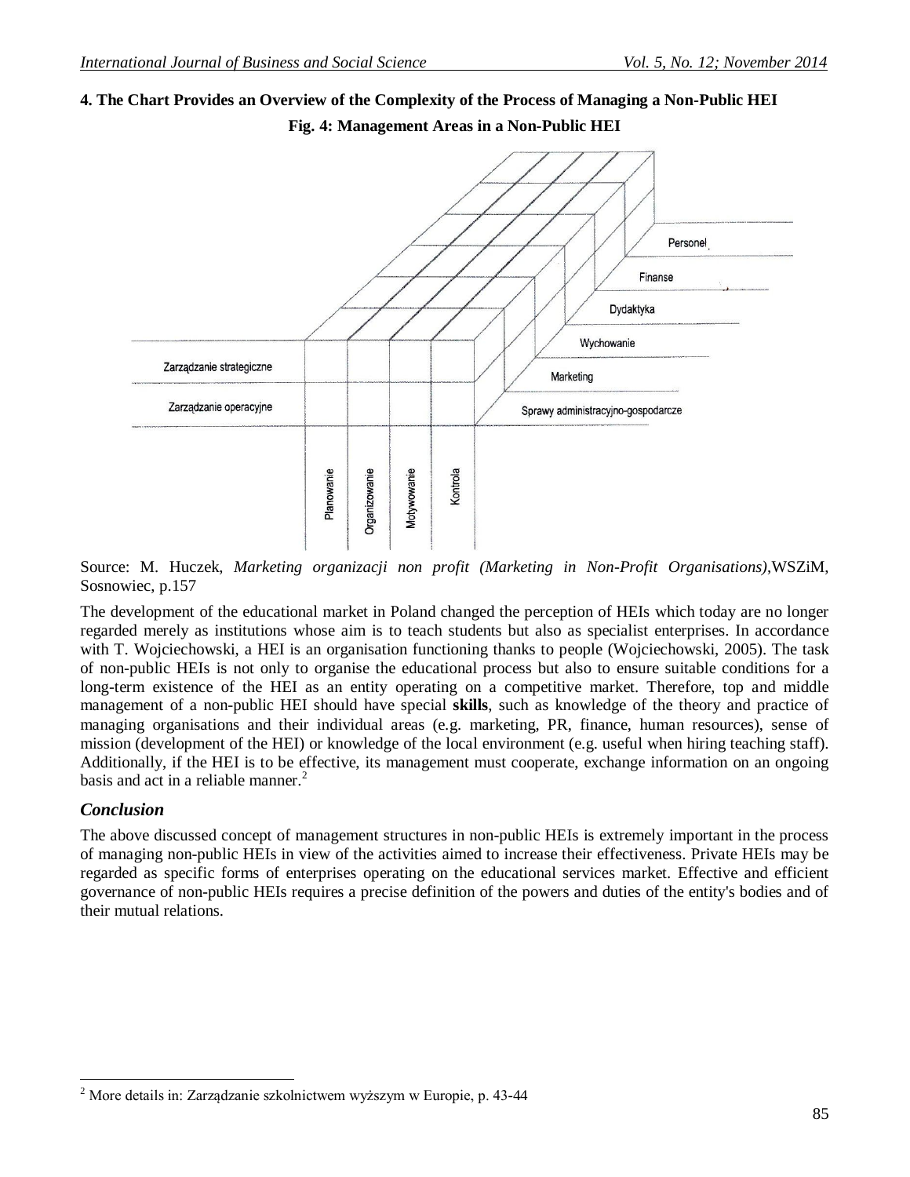### 4. The Chart Provides an Overview of the Complexity of the Process of Managing a Non-Public HEI

**Fig. 4: Management Areas in a Non-Public HEI**

Personel

Finanse

Dydaktyka

Wychowanie

Marketing

Sprawy administracyjno-gospodarcze

Zarządzanie strategiczne

Zarządzanie operacyjne

Planowanie

Organizowanie

Motywowanie

Kontrola

Source: M. Huczek, *Marketing organizacji non profit (Marketing in Non-Profit Organisations)*,WSZiM, Sosnowiec, p.157

The development of the educational market in Poland changed the perception of HEIs which today are no longer regarded merely as institutions whose aim is to teach students but also as specialist enterprises. In accordance with T. Wojciechowski, a HEI is an organisation functioning thanks to people (Wojciechowski, 2005). The task of non-public HEIs is not only to organise the educational process but also to ensure suitable conditions for a long-term existence of the HEI as an entity operating on a competitive market. Therefore, top and middle management of a non-public HEI should have special **skills**, such as knowledge of the theory and practice of managing organisations and their individual areas (e.g. marketing, PR, finance, human resources), sense of mission (development of the HEI) or knowledge of the local environment (e.g. useful when hiring teaching staff). Additionally, if the HEI is to be effective, its management must cooperate, exchange information on an ongoing basis and act in a reliable manner.[2]

## *Conclusion*

The above discussed concept of management structures in non-public HEIs is extremely important in the process of managing non-public HEIs in view of the activities aimed to increase their effectiveness. Private HEIs may be regarded as specific forms of enterprises operating on the educational services market. Effective and efficient governance of non-public HEIs requires a precise definition of the powers and duties of the entity's bodies and of their mutual relations.

---

[2] More details in: Zarządzanie szkolnictwem wyższym w Europie, p. 43-44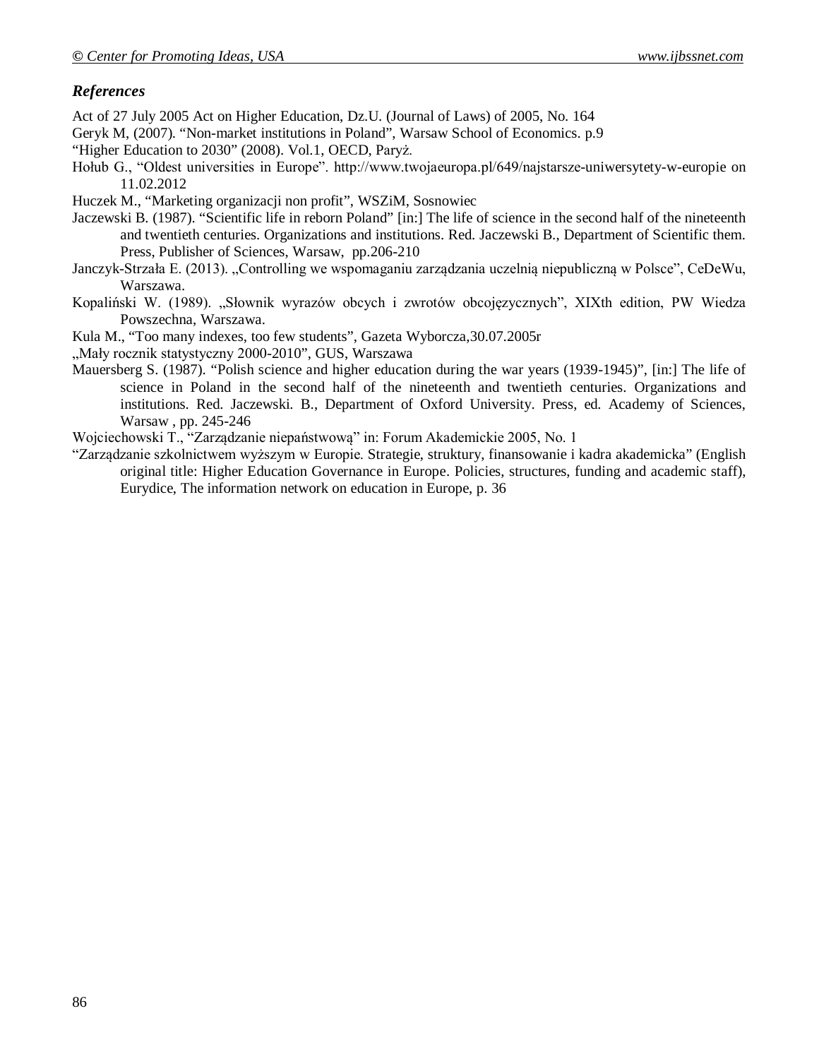### *References*

Act of 27 July 2005 Act on Higher Education, Dz.U. (Journal of Laws) of 2005, No. 164

Geryk M, (2007). "Non-market institutions in Poland", Warsaw School of Economics. p.9

"Higher Education to 2030" (2008). Vol.1, OECD, Paryż.

Hołub G., "Oldest universities in Europe". http://www.twojaeuropa.pl/649/najstarsze-uniwersytety-w-europie on 11.02.2012

Huczek M., "Marketing organizacji non profit", WSZiM, Sosnowiec

Jaczewski B. (1987). "Scientific life in reborn Poland" [in:] The life of science in the second half of the nineteenth and twentieth centuries. Organizations and institutions. Red. Jaczewski B., Department of Scientific them. Press, Publisher of Sciences, Warsaw, pp.206-210

Janczyk-Strzała E. (2013). „Controlling we wspomaganiu zarządzania uczelnią niepubliczną w Polsce", CeDeWu, Warszawa.

Kopaliński W. (1989). „Słownik wyrazów obcych i zwrotów obcojęzycznych", XIXth edition, PW Wiedza Powszechna, Warszawa.

Kula M., "Too many indexes, too few students", Gazeta Wyborcza,30.07.2005r

„Mały rocznik statystyczny 2000-2010", GUS, Warszawa

Mauersberg S. (1987). "Polish science and higher education during the war years (1939-1945)", [in:] The life of science in Poland in the second half of the nineteenth and twentieth centuries. Organizations and institutions. Red. Jaczewski. B., Department of Oxford University. Press, ed. Academy of Sciences, Warsaw , pp. 245-246

Wojciechowski T., "Zarządzanie niepaństwową" in: Forum Akademickie 2005, No. 1

"Zarządzanie szkolnictwem wyższym w Europie. Strategie, struktury, finansowanie i kadra akademicka" (English original title: Higher Education Governance in Europe. Policies, structures, funding and academic staff), Eurydice, The information network on education in Europe, p. 36